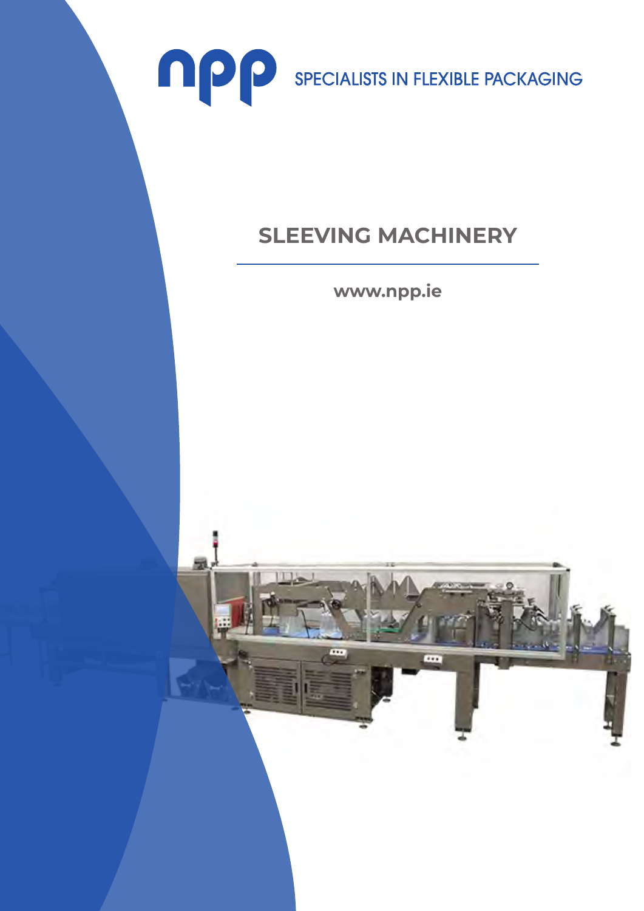npp SPECIALISTS IN FLEXIBLE PACKAGING

# SLEEVING MACHINERY

**www.npp.ie**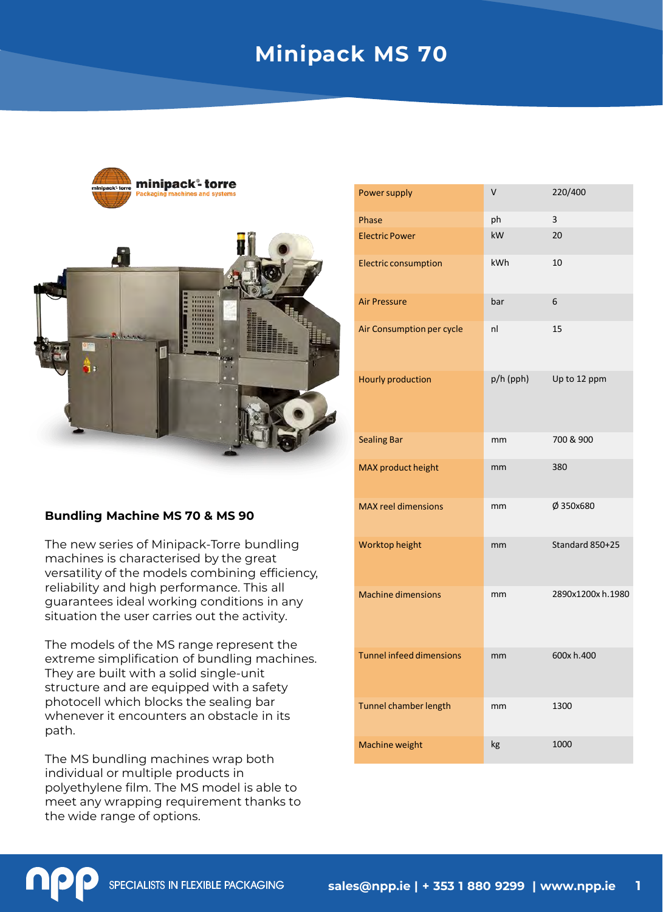# Minipack MS 70

minipack®-torre
Packaging machines and systems

| Power supply | V | 220/400 |
|---|---|---|
| Phase | ph | 3 |
| Electric Power | kW | 20 |
| Electric consumption | kWh | 10 |
| Air Pressure | bar | 6 |
| Air Consumption per cycle | nl | 15 |
| Hourly production | p/h (pph) | Up to 12 ppm |
| Sealing Bar | mm | 700 & 900 |
| MAX product height | mm | 380 |
| MAX reel dimensions | mm | Ø 350x680 |
| Worktop height | mm | Standard 850+25 |
| Machine dimensions | mm | 2890x1200x h.1980 |
| Tunnel infeed dimensions | mm | 600x h.400 |
| Tunnel chamber length | mm | 1300 |
| Machine weight | kg | 1000 |

### Bundling Machine MS 70 & MS 90

The new series of Minipack-Torre bundling machines is characterised by the great versatility of the models combining efficiency, reliability and high performance. This all guarantees ideal working conditions in any situation the user carries out the activity.

The models of the MS range represent the extreme simplification of bundling machines. They are built with a solid single-unit structure and are equipped with a safety photocell which blocks the sealing bar whenever it encounters an obstacle in its path.

The MS bundling machines wrap both individual or multiple products in polyethylene film. The MS model is able to meet any wrapping requirement thanks to the wide range of options.

npp SPECIALISTS IN FLEXIBLE PACKAGING sales@npp.ie | + 353 1 880 9299 | www.npp.ie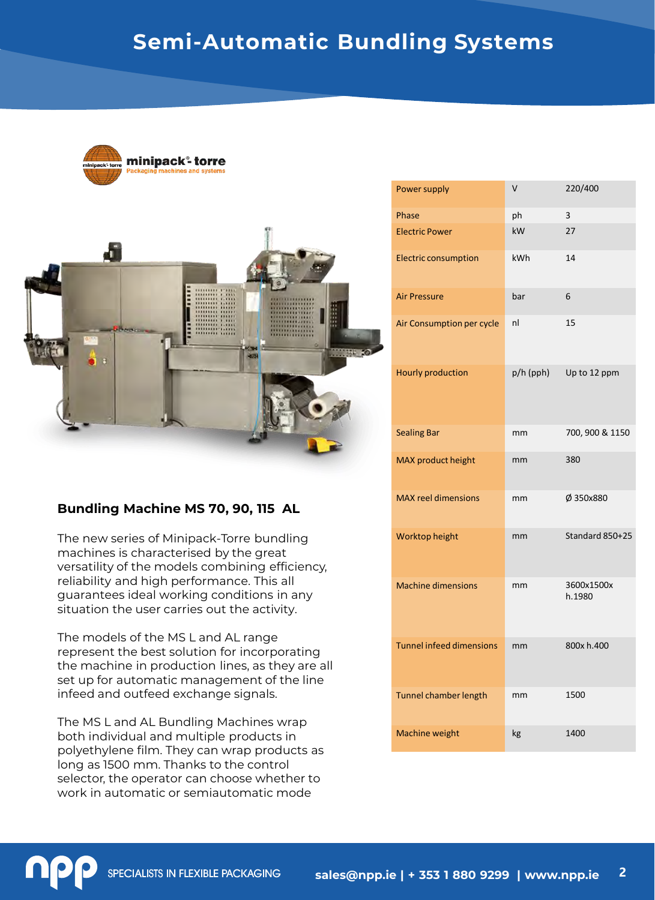# Semi-Automatic Bundling Systems

minipack-torre
Packaging machines and systems

## Bundling Machine MS 70, 90, 115 AL

The new series of Minipack-Torre bundling machines is characterised by the great versatility of the models combining efficiency, reliability and high performance. This all guarantees ideal working conditions in any situation the user carries out the activity.

The models of the MS L and AL range represent the best solution for incorporating the machine in production lines, as they are all set up for automatic management of the line infeed and outfeed exchange signals.

The MS L and AL Bundling Machines wrap both individual and multiple products in polyethylene film. They can wrap products as long as 1500 mm. Thanks to the control selector, the operator can choose whether to work in automatic or semiautomatic mode

| | | |
|---|---|---|
| Power supply | V | 220/400 |
| Phase | ph | 3 |
| Electric Power | kW | 27 |
| Electric consumption | kWh | 14 |
| Air Pressure | bar | 6 |
| Air Consumption per cycle | nl | 15 |
| Hourly production | p/h (pph) | Up to 12 ppm |
| Sealing Bar | mm | 700, 900 & 1150 |
| MAX product height | mm | 380 |
| MAX reel dimensions | mm | Ø 350x880 |
| Worktop height | mm | Standard 850+25 |
| Machine dimensions | mm | 3600x1500x h.1980 |
| Tunnel infeed dimensions | mm | 800x h.400 |
| Tunnel chamber length | mm | 1500 |
| Machine weight | kg | 1400 |

npp SPECIALISTS IN FLEXIBLE PACKAGING sales@npp.ie | + 353 1 880 9299 | www.npp.ie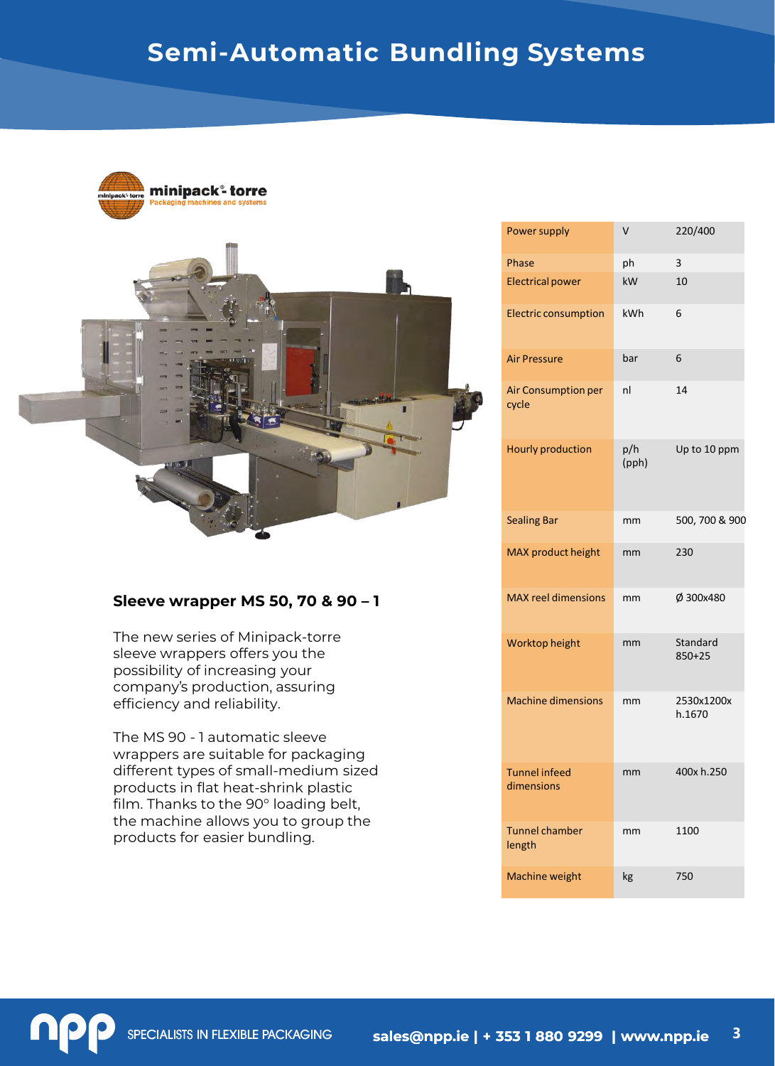# Semi-Automatic Bundling Systems

**minipack®-torre**
Packaging machines and systems

## Sleeve wrapper MS 50, 70 & 90 – 1

The new series of Minipack-torre sleeve wrappers offers you the possibility of increasing your company's production, assuring efficiency and reliability.

The MS 90 - 1 automatic sleeve wrappers are suitable for packaging different types of small-medium sized products in flat heat-shrink plastic film. Thanks to the 90° loading belt, the machine allows you to group the products for easier bundling.

| | | |
|---|---|---|
| Power supply | V | 220/400 |
| Phase | ph | 3 |
| Electrical power | kW | 10 |
| Electric consumption | kWh | 6 |
| Air Pressure | bar | 6 |
| Air Consumption per cycle | nl | 14 |
| Hourly production | p/h (pph) | Up to 10 ppm |
| Sealing Bar | mm | 500, 700 & 900 |
| MAX product height | mm | 230 |
| MAX reel dimensions | mm | Ø 300x480 |
| Worktop height | mm | Standard 850+25 |
| Machine dimensions | mm | 2530x1200x h.1670 |
| Tunnel infeed dimensions | mm | 400x h.250 |
| Tunnel chamber length | mm | 1100 |
| Machine weight | kg | 750 |

SPECIALISTS IN FLEXIBLE PACKAGING **sales@npp.ie | + 353 1 880 9299 | www.npp.ie**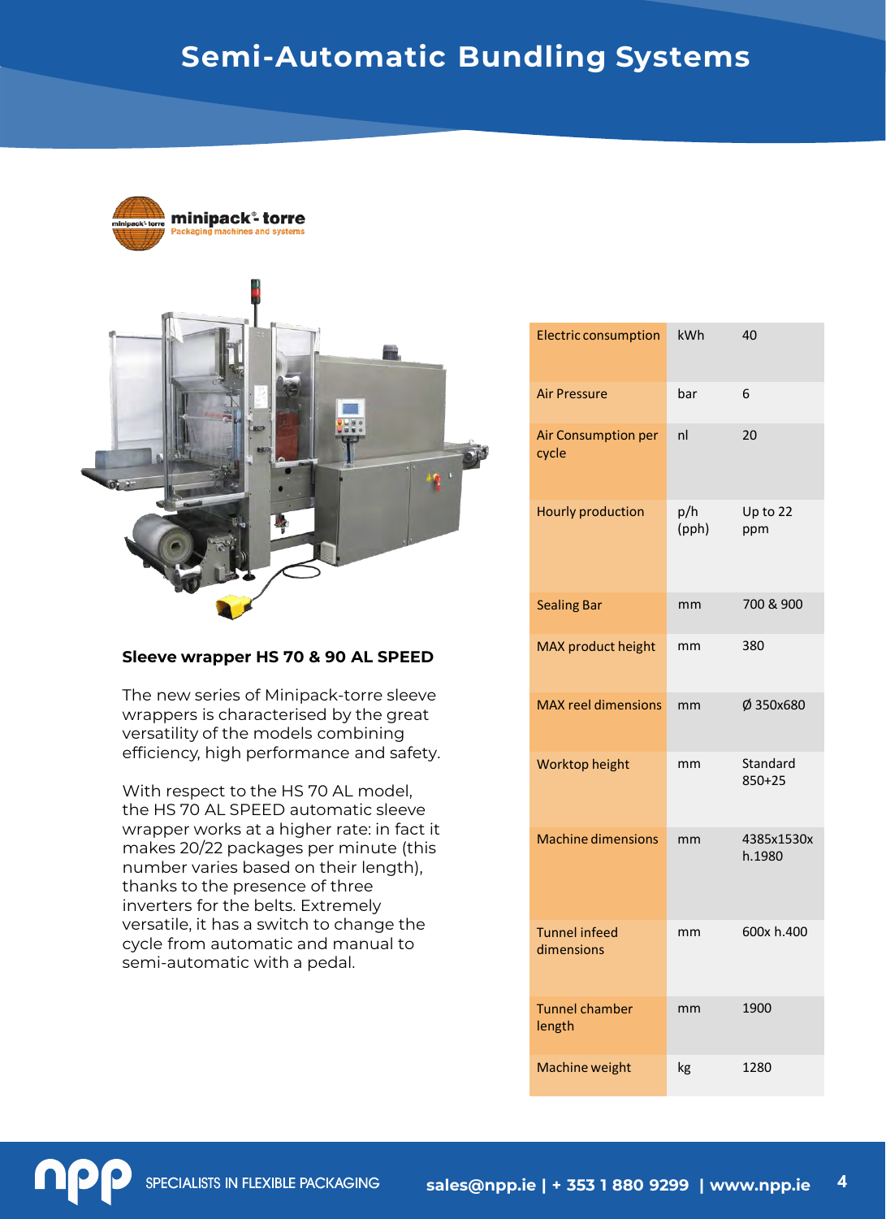# Semi-Automatic Bundling Systems

minipack®-torre
Packaging machines and systems

### Sleeve wrapper HS 70 & 90 AL SPEED

The new series of Minipack-torre sleeve wrappers is characterised by the great versatility of the models combining efficiency, high performance and safety.

With respect to the HS 70 AL model, the HS 70 AL SPEED automatic sleeve wrapper works at a higher rate: in fact it makes 20/22 packages per minute (this number varies based on their length), thanks to the presence of three inverters for the belts. Extremely versatile, it has a switch to change the cycle from automatic and manual to semi-automatic with a pedal.

| | | |
|---|---|---|
| Electric consumption | kWh | 40 |
| Air Pressure | bar | 6 |
| Air Consumption per cycle | nl | 20 |
| Hourly production | p/h (pph) | Up to 22 ppm |
| Sealing Bar | mm | 700 & 900 |
| MAX product height | mm | 380 |
| MAX reel dimensions | mm | Ø 350x680 |
| Worktop height | mm | Standard 850+25 |
| Machine dimensions | mm | 4385x1530x h.1980 |
| Tunnel infeed dimensions | mm | 600x h.400 |
| Tunnel chamber length | mm | 1900 |
| Machine weight | kg | 1280 |

npp SPECIALISTS IN FLEXIBLE PACKAGING sales@npp.ie | + 353 1 880 9299 | www.npp.ie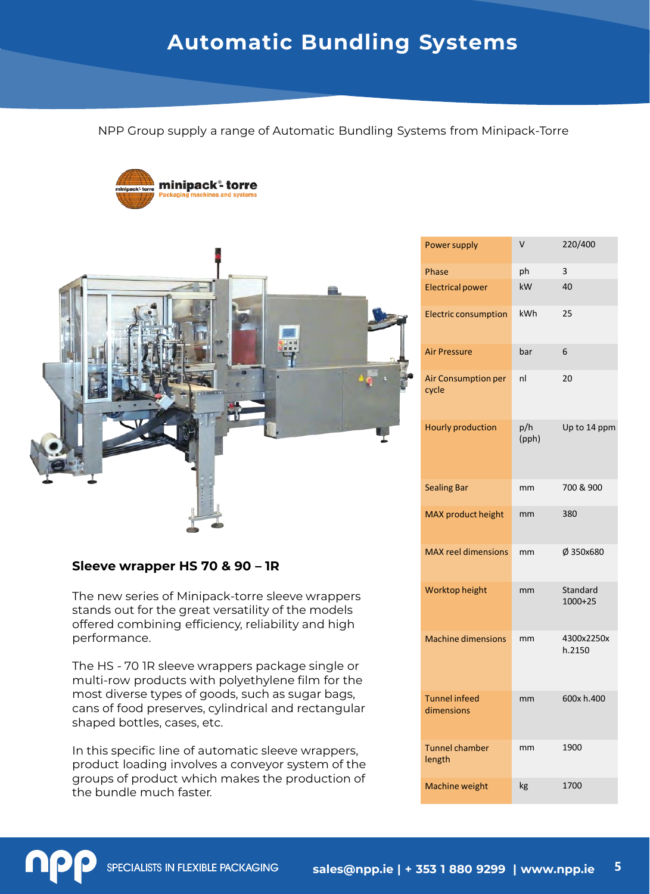# Automatic Bundling Systems

NPP Group supply a range of Automatic Bundling Systems from Minipack-Torre

minipack®- torre
Packaging machines and systems

| | | |
|---|---|---|
| Power supply | V | 220/400 |
| Phase | ph | 3 |
| Electrical power | kW | 40 |
| Electric consumption | kWh | 25 |
| Air Pressure | bar | 6 |
| Air Consumption per cycle | nl | 20 |
| Hourly production | p/h (pph) | Up to 14 ppm |
| Sealing Bar | mm | 700 & 900 |
| MAX product height | mm | 380 |
| MAX reel dimensions | mm | Ø 350x680 |
| Worktop height | mm | Standard 1000+25 |
| Machine dimensions | mm | 4300x2250x h.2150 |
| Tunnel infeed dimensions | mm | 600x h.400 |
| Tunnel chamber length | mm | 1900 |
| Machine weight | kg | 1700 |

## Sleeve wrapper HS 70 & 90 – 1R

The new series of Minipack-torre sleeve wrappers stands out for the great versatility of the models offered combining efficiency, reliability and high performance.

The HS - 70 1R sleeve wrappers package single or multi-row products with polyethylene film for the most diverse types of goods, such as sugar bags, cans of food preserves, cylindrical and rectangular shaped bottles, cases, etc.

In this specific line of automatic sleeve wrappers, product loading involves a conveyor system of the groups of product which makes the production of the bundle much faster.

SPECIALISTS IN FLEXIBLE PACKAGING sales@npp.ie | + 353 1 880 9299 | www.npp.ie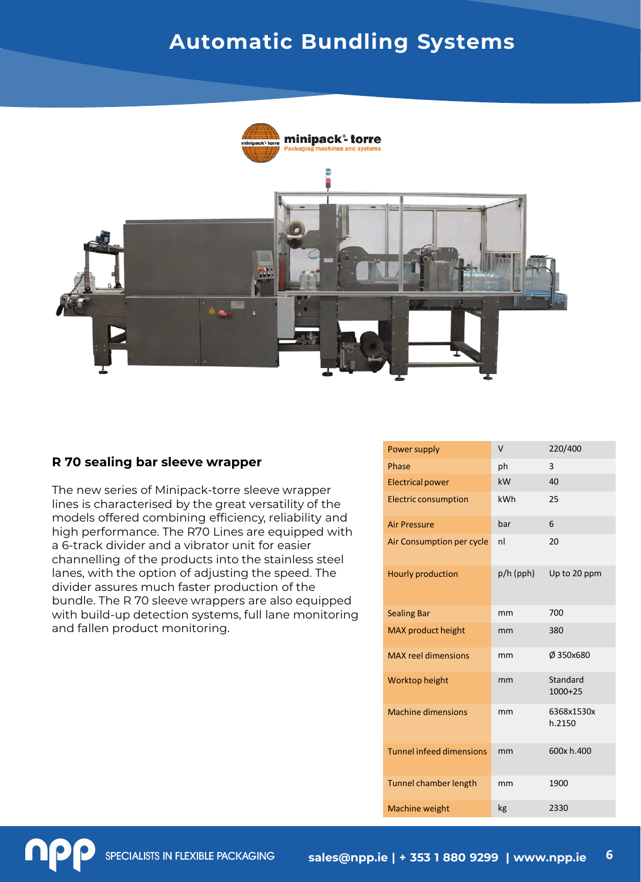# Automatic Bundling Systems

## R 70 sealing bar sleeve wrapper

The new series of Minipack-torre sleeve wrapper lines is characterised by the great versatility of the models offered combining efficiency, reliability and high performance. The R70 Lines are equipped with a 6-track divider and a vibrator unit for easier channelling of the products into the stainless steel lanes, with the option of adjusting the speed. The divider assures much faster production of the bundle. The R 70 sleeve wrappers are also equipped with build-up detection systems, full lane monitoring and fallen product monitoring.

| Power supply | V | 220/400 |
|---|---|---|
| Phase | ph | 3 |
| Electrical power | kW | 40 |
| Electric consumption | kWh | 25 |
| Air Pressure | bar | 6 |
| Air Consumption per cycle | nl | 20 |
| Hourly production | p/h (pph) | Up to 20 ppm |
| Sealing Bar | mm | 700 |
| MAX product height | mm | 380 |
| MAX reel dimensions | mm | Ø 350x680 |
| Worktop height | mm | Standard 1000+25 |
| Machine dimensions | mm | 6368x1530x h.2150 |
| Tunnel infeed dimensions | mm | 600x h.400 |
| Tunnel chamber length | mm | 1900 |
| Machine weight | kg | 2330 |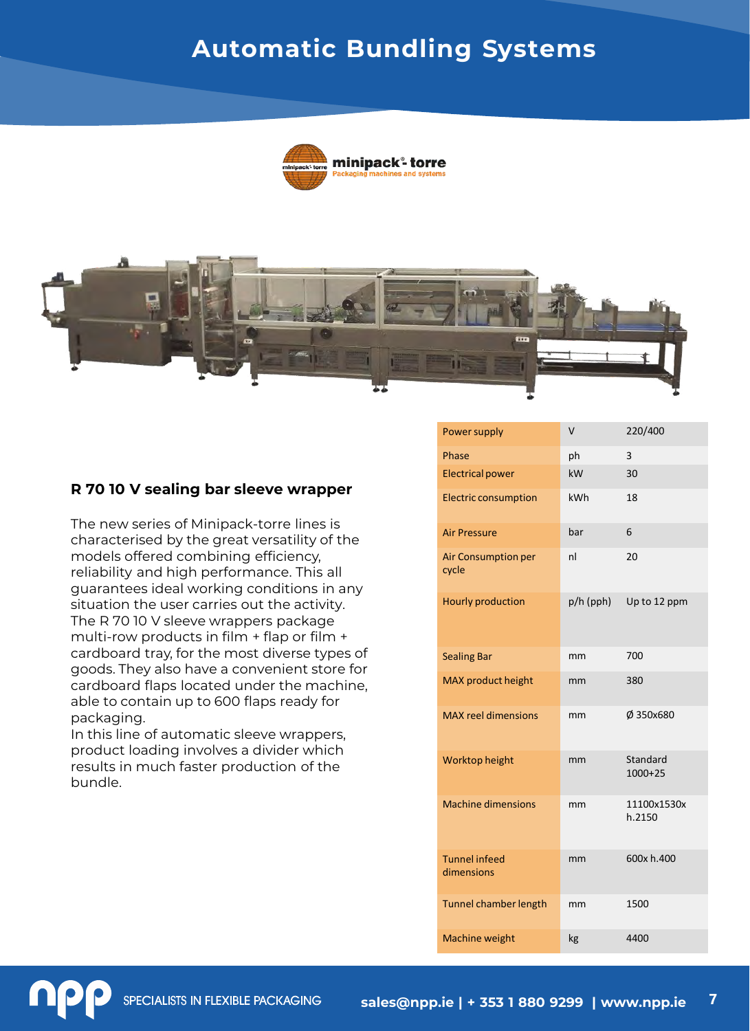# Automatic Bundling Systems

minipack-torre
Packaging machines and systems

## R 70 10 V sealing bar sleeve wrapper

The new series of Minipack-torre lines is characterised by the great versatility of the models offered combining efficiency, reliability and high performance. This all guarantees ideal working conditions in any situation the user carries out the activity. The R 70 10 V sleeve wrappers package multi-row products in film + flap or film + cardboard tray, for the most diverse types of goods. They also have a convenient store for cardboard flaps located under the machine, able to contain up to 600 flaps ready for packaging.
In this line of automatic sleeve wrappers, product loading involves a divider which results in much faster production of the bundle.

| | | |
|---|---|---|
| Power supply | V | 220/400 |
| Phase | ph | 3 |
| Electrical power | kW | 30 |
| Electric consumption | kWh | 18 |
| Air Pressure | bar | 6 |
| Air Consumption per cycle | nl | 20 |
| Hourly production | p/h (pph) | Up to 12 ppm |
| Sealing Bar | mm | 700 |
| MAX product height | mm | 380 |
| MAX reel dimensions | mm | Ø 350x680 |
| Worktop height | mm | Standard 1000+25 |
| Machine dimensions | mm | 11100x1530x h.2150 |
| Tunnel infeed dimensions | mm | 600x h.400 |
| Tunnel chamber length | mm | 1500 |
| Machine weight | kg | 4400 |

npp SPECIALISTS IN FLEXIBLE PACKAGING sales@npp.ie | + 353 1 880 9299 | www.npp.ie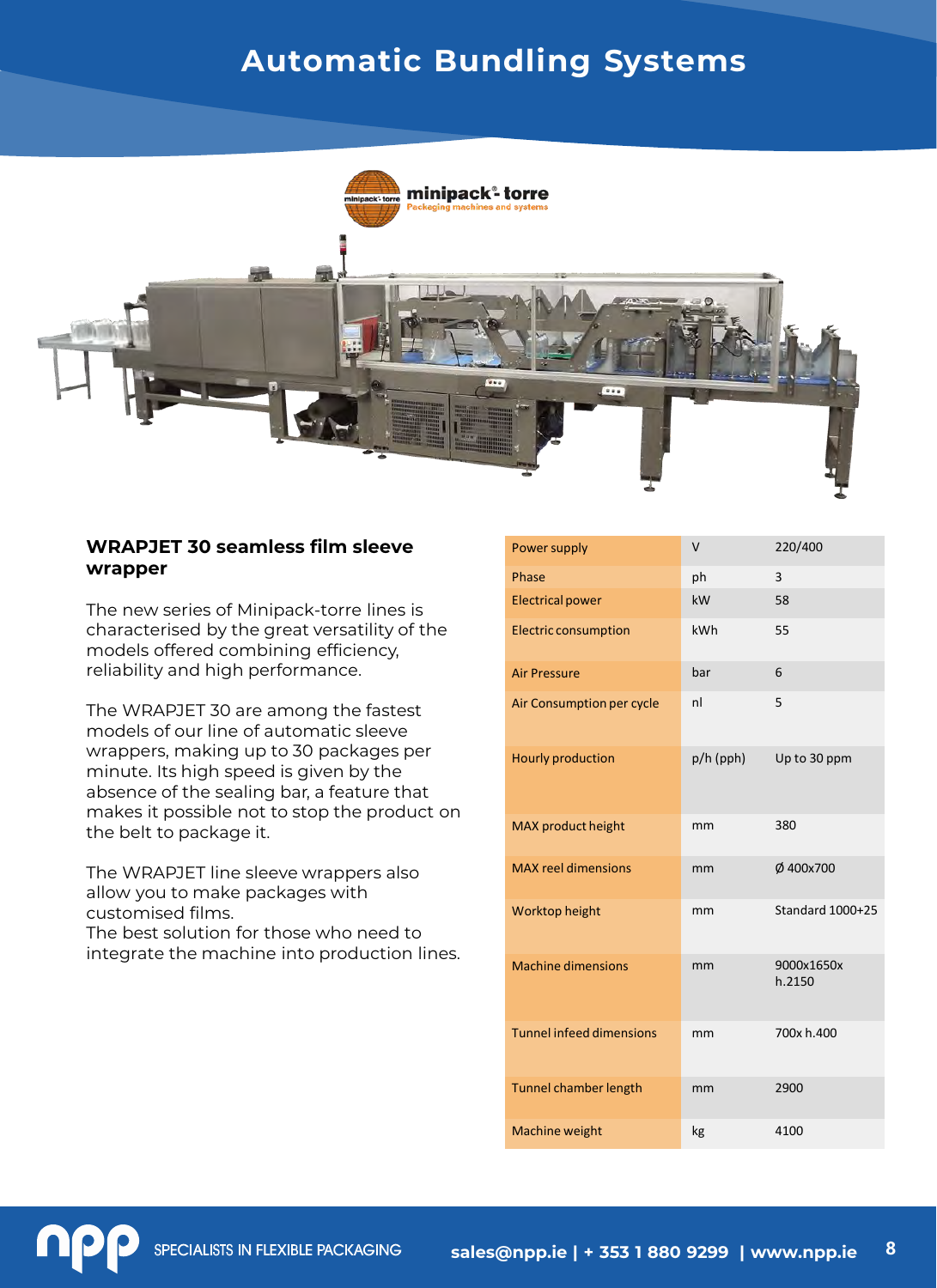# Automatic Bundling Systems

## WRAPJET 30 seamless film sleeve wrapper

The new series of Minipack-torre lines is characterised by the great versatility of the models offered combining efficiency, reliability and high performance.

The WRAPJET 30 are among the fastest models of our line of automatic sleeve wrappers, making up to 30 packages per minute. Its high speed is given by the absence of the sealing bar, a feature that makes it possible not to stop the product on the belt to package it.

The WRAPJET line sleeve wrappers also allow you to make packages with customised films.
The best solution for those who need to integrate the machine into production lines.

| | | |
|---|---|---|
| Power supply | V | 220/400 |
| Phase | ph | 3 |
| Electrical power | kW | 58 |
| Electric consumption | kWh | 55 |
| Air Pressure | bar | 6 |
| Air Consumption per cycle | nl | 5 |
| Hourly production | p/h (pph) | Up to 30 ppm |
| MAX product height | mm | 380 |
| MAX reel dimensions | mm | Ø 400x700 |
| Worktop height | mm | Standard 1000+25 |
| Machine dimensions | mm | 9000x1650x h.2150 |
| Tunnel infeed dimensions | mm | 700x h.400 |
| Tunnel chamber length | mm | 2900 |
| Machine weight | kg | 4100 |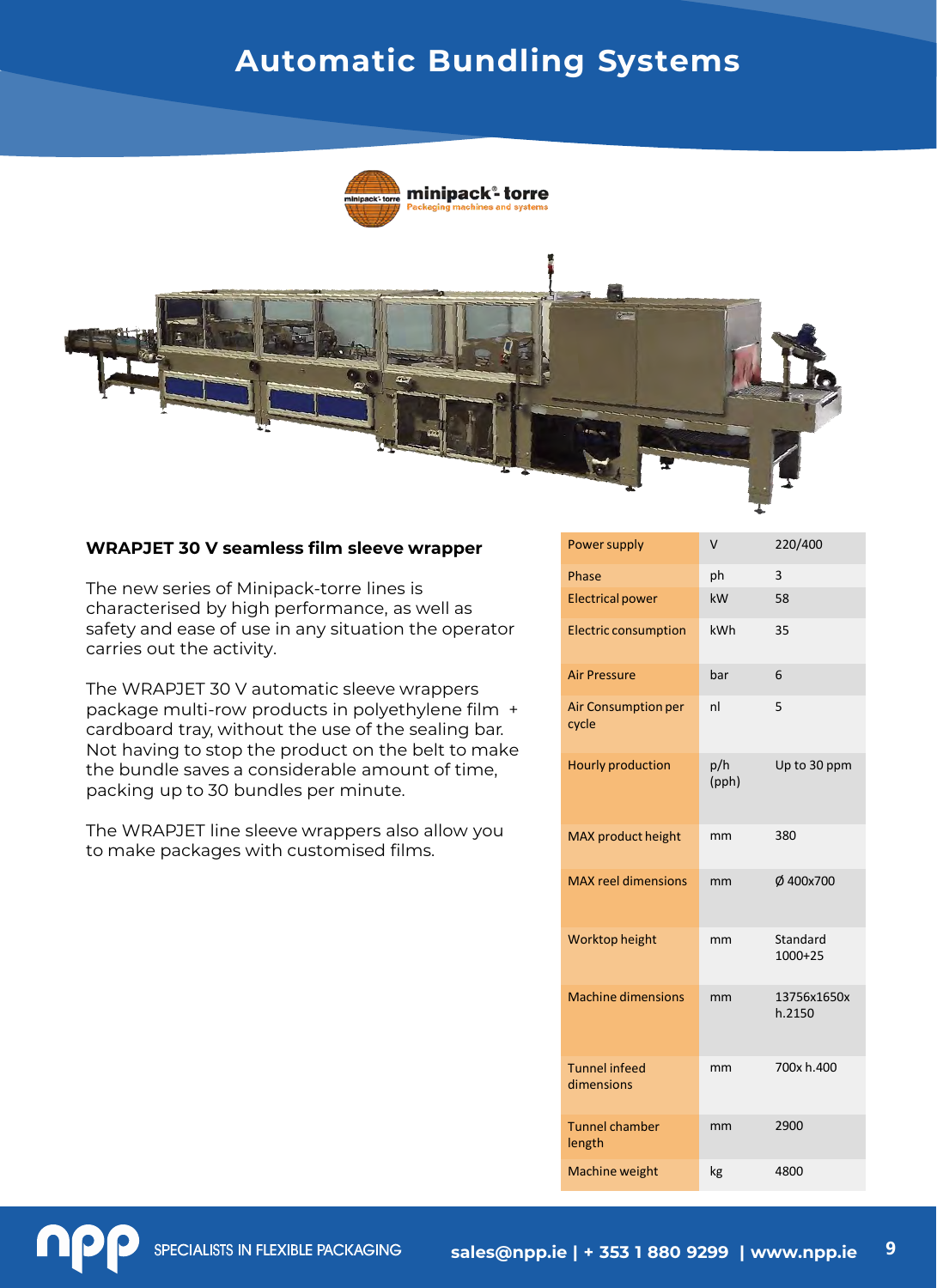# Automatic Bundling Systems

**WRAPJET 30 V seamless film sleeve wrapper**

The new series of Minipack-torre lines is characterised by high performance, as well as safety and ease of use in any situation the operator carries out the activity.

The WRAPJET 30 V automatic sleeve wrappers package multi-row products in polyethylene film + cardboard tray, without the use of the sealing bar. Not having to stop the product on the belt to make the bundle saves a considerable amount of time, packing up to 30 bundles per minute.

The WRAPJET line sleeve wrappers also allow you to make packages with customised films.

| Power supply | V | 220/400 |
|---|---|---|
| Phase | ph | 3 |
| Electrical power | kW | 58 |
| Electric consumption | kWh | 35 |
| Air Pressure | bar | 6 |
| Air Consumption per cycle | nl | 5 |
| Hourly production | p/h (pph) | Up to 30 ppm |
| MAX product height | mm | 380 |
| MAX reel dimensions | mm | Ø 400x700 |
| Worktop height | mm | Standard 1000+25 |
| Machine dimensions | mm | 13756x1650x h.2150 |
| Tunnel infeed dimensions | mm | 700x h.400 |
| Tunnel chamber length | mm | 2900 |
| Machine weight | kg | 4800 |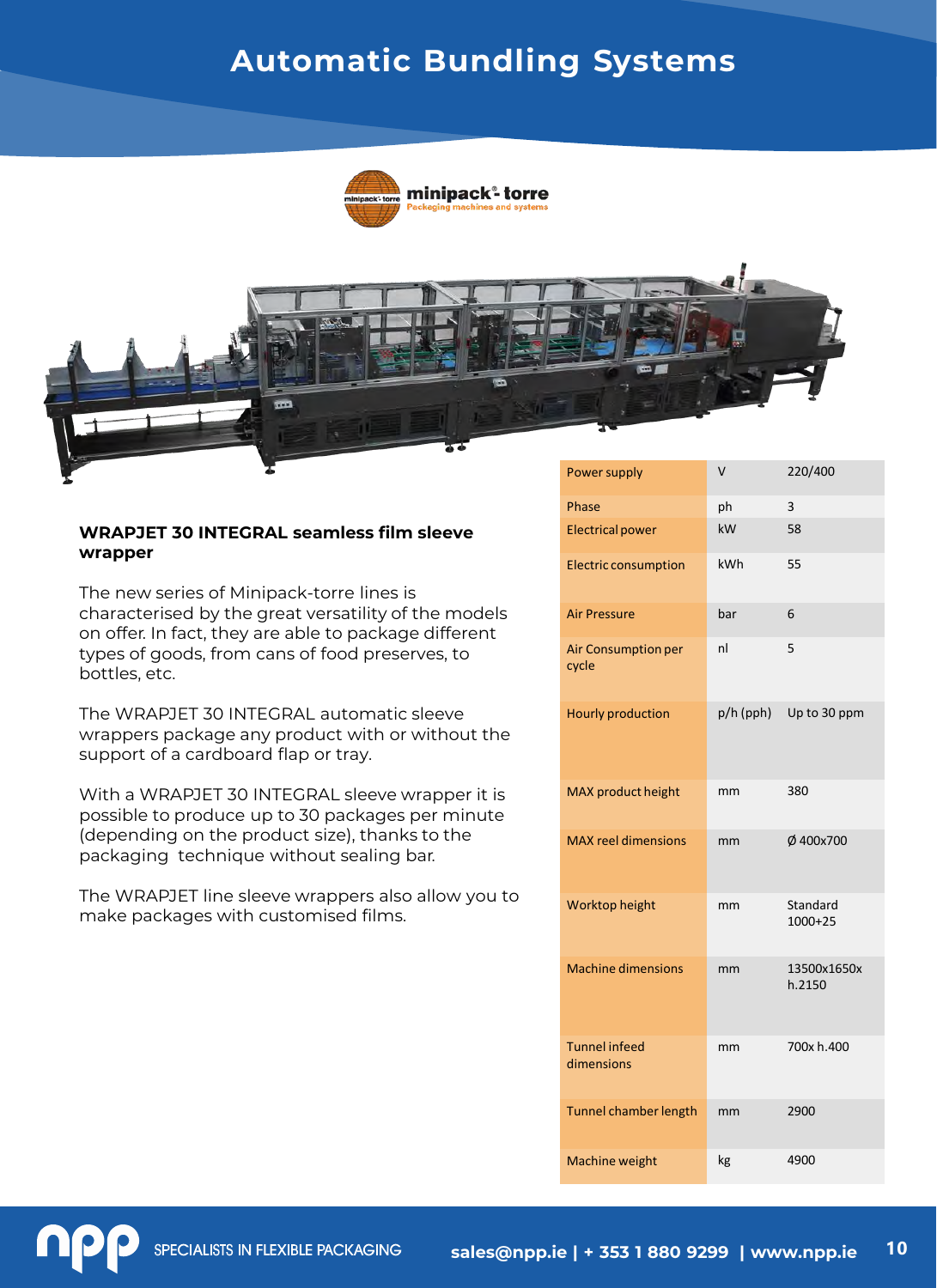# Automatic Bundling Systems

minipack®-torre
Packaging machines and systems

### WRAPJET 30 INTEGRAL seamless film sleeve wrapper

The new series of Minipack-torre lines is characterised by the great versatility of the models on offer. In fact, they are able to package different types of goods, from cans of food preserves, to bottles, etc.

The WRAPJET 30 INTEGRAL automatic sleeve wrappers package any product with or without the support of a cardboard flap or tray.

With a WRAPJET 30 INTEGRAL sleeve wrapper it is possible to produce up to 30 packages per minute (depending on the product size), thanks to the packaging technique without sealing bar.

The WRAPJET line sleeve wrappers also allow you to make packages with customised films.

| | | |
|---|---|---|
| Power supply | V | 220/400 |
| Phase | ph | 3 |
| Electrical power | kW | 58 |
| Electric consumption | kWh | 55 |
| Air Pressure | bar | 6 |
| Air Consumption per cycle | nl | 5 |
| Hourly production | p/h (pph) | Up to 30 ppm |
| MAX product height | mm | 380 |
| MAX reel dimensions | mm | Ø 400x700 |
| Worktop height | mm | Standard 1000+25 |
| Machine dimensions | mm | 13500x1650x h.2150 |
| Tunnel infeed dimensions | mm | 700x h.400 |
| Tunnel chamber length | mm | 2900 |
| Machine weight | kg | 4900 |

npp SPECIALISTS IN FLEXIBLE PACKAGING sales@npp.ie | + 353 1 880 9299 | www.npp.ie